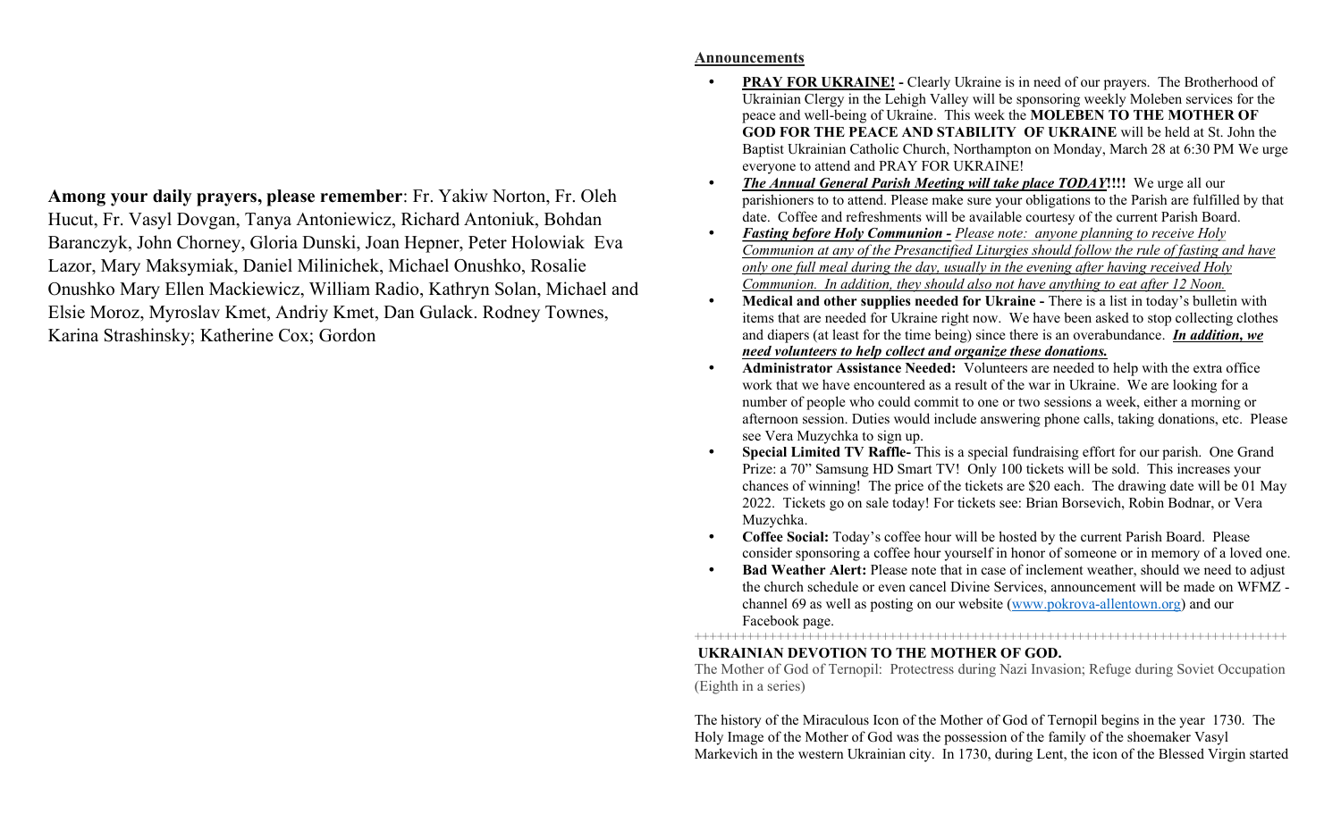**Among your daily prayers, please remember**: Fr. Yakiw Norton, Fr. Oleh Hucut, Fr. Vasyl Dovgan, Tanya Antoniewicz, Richard Antoniuk, Bohdan Baranczyk, John Chorney, Gloria Dunski, Joan Hepner, Peter Holowiak Eva Lazor, Mary Maksymiak, Daniel Milinichek, Michael Onushko, Rosalie Onushko Mary Ellen Mackiewicz, William Radio, Kathryn Solan, Michael and Elsie Moroz, Myroslav Kmet, Andriy Kmet, Dan Gulack. Rodney Townes, Karina Strashinsky; Katherine Cox; Gordon

## Announcements

- **PRAY FOR UKRAINE! -** Clearly Ukraine is in need of our prayers. The Brotherhood of Ukrainian Clergy in the Lehigh Valley will be sponsoring weekly Moleben services for the peace and well-being of Ukraine. This week the **MOLEBEN TO THE MOTHER OF GOD FOR THE PEACE AND STABILITY OF UKRAINE** will be held at St. John the Baptist Ukrainian Catholic Church, Northampton on Monday, March 28 at 6:30 PM We urge everyone to attend and PRAY FOR UKRAINE!
- ***The Annual General Parish Meeting will take place TODAY*!!!!** We urge all our parishioners to to attend. Please make sure your obligations to the Parish are fulfilled by that date. Coffee and refreshments will be available courtesy of the current Parish Board.
- ***Fasting before Holy Communion -*** *Please note: anyone planning to receive Holy Communion at any of the Presanctified Liturgies should follow the rule of fasting and have only one full meal during the day, usually in the evening after having received Holy Communion. In addition, they should also not have anything to eat after 12 Noon.*
- **Medical and other supplies needed for Ukraine -** There is a list in today's bulletin with items that are needed for Ukraine right now. We have been asked to stop collecting clothes and diapers (at least for the time being) since there is an overabundance. ***In addition, we need volunteers to help collect and organize these donations.***
- **Administrator Assistance Needed:** Volunteers are needed to help with the extra office work that we have encountered as a result of the war in Ukraine. We are looking for a number of people who could commit to one or two sessions a week, either a morning or afternoon session. Duties would include answering phone calls, taking donations, etc. Please see Vera Muzychka to sign up.
- **Special Limited TV Raffle-** This is a special fundraising effort for our parish. One Grand Prize: a 70" Samsung HD Smart TV! Only 100 tickets will be sold. This increases your chances of winning! The price of the tickets are $20 each. The drawing date will be 01 May 2022. Tickets go on sale today! For tickets see: Brian Borsevich, Robin Bodnar, or Vera Muzychka.
- **Coffee Social:** Today's coffee hour will be hosted by the current Parish Board. Please consider sponsoring a coffee hour yourself in honor of someone or in memory of a loved one.
- **Bad Weather Alert:** Please note that in case of inclement weather, should we need to adjust the church schedule or even cancel Divine Services, announcement will be made on WFMZ - channel 69 as well as posting on our website (www.pokrova-allentown.org) and our Facebook page.

++++++++++++++++++++++++++++++++++++++++++++++++++++++++++++++++++++++++++++

**UKRAINIAN DEVOTION TO THE MOTHER OF GOD.**

The Mother of God of Ternopil: Protectress during Nazi Invasion; Refuge during Soviet Occupation (Eighth in a series)

The history of the Miraculous Icon of the Mother of God of Ternopil begins in the year 1730. The Holy Image of the Mother of God was the possession of the family of the shoemaker Vasyl Markevich in the western Ukrainian city. In 1730, during Lent, the icon of the Blessed Virgin started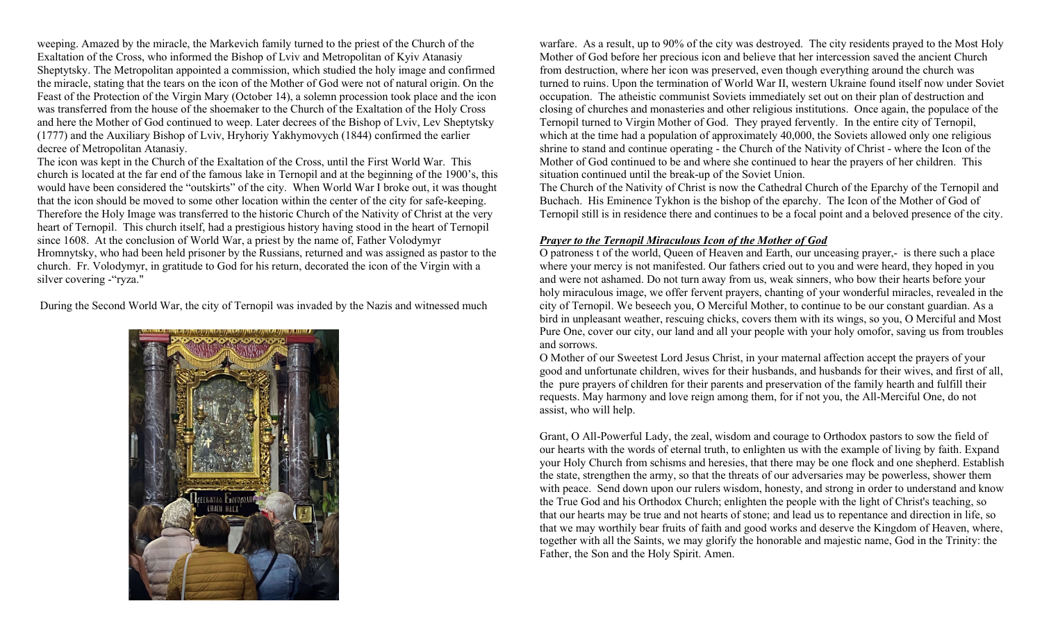weeping. Amazed by the miracle, the Markevich family turned to the priest of the Church of the Exaltation of the Cross, who informed the Bishop of Lviv and Metropolitan of Kyiv Atanasiy Sheptytsky. The Metropolitan appointed a commission, which studied the holy image and confirmed the miracle, stating that the tears on the icon of the Mother of God were not of natural origin. On the Feast of the Protection of the Virgin Mary (October 14), a solemn procession took place and the icon was transferred from the house of the shoemaker to the Church of the Exaltation of the Holy Cross and here the Mother of God continued to weep. Later decrees of the Bishop of Lviv, Lev Sheptytsky (1777) and the Auxiliary Bishop of Lviv, Hryhoriy Yakhymovych (1844) confirmed the earlier decree of Metropolitan Atanasiy.

The icon was kept in the Church of the Exaltation of the Cross, until the First World War. This church is located at the far end of the famous lake in Ternopil and at the beginning of the 1900's, this would have been considered the "outskirts" of the city. When World War I broke out, it was thought that the icon should be moved to some other location within the center of the city for safe-keeping. Therefore the Holy Image was transferred to the historic Church of the Nativity of Christ at the very heart of Ternopil. This church itself, had a prestigious history having stood in the heart of Ternopil since 1608. At the conclusion of World War, a priest by the name of, Father Volodymyr Hromnytsky, who had been held prisoner by the Russians, returned and was assigned as pastor to the church. Fr. Volodymyr, in gratitude to God for his return, decorated the icon of the Virgin with a silver covering -"ryza."

During the Second World War, the city of Ternopil was invaded by the Nazis and witnessed much warfare. As a result, up to 90% of the city was destroyed. The city residents prayed to the Most Holy Mother of God before her precious icon and believe that her intercession saved the ancient Church from destruction, where her icon was preserved, even though everything around the church was turned to ruins. Upon the termination of World War II, western Ukraine found itself now under Soviet occupation. The atheistic communist Soviets immediately set out on their plan of destruction and closing of churches and monasteries and other religious institutions. Once again, the populace of the Ternopil turned to Virgin Mother of God. They prayed fervently. In the entire city of Ternopil, which at the time had a population of approximately 40,000, the Soviets allowed only one religious shrine to stand and continue operating - the Church of the Nativity of Christ - where the Icon of the Mother of God continued to be and where she continued to hear the prayers of her children. This situation continued until the break-up of the Soviet Union.

The Church of the Nativity of Christ is now the Cathedral Church of the Eparchy of the Ternopil and Buchach. His Eminence Tykhon is the bishop of the eparchy. The Icon of the Mother of God of Ternopil still is in residence there and continues to be a focal point and a beloved presence of the city.

***Prayer to the Ternopil Miraculous Icon of the Mother of God***

O patroness t of the world, Queen of Heaven and Earth, our unceasing prayer,- is there such a place where your mercy is not manifested. Our fathers cried out to you and were heard, they hoped in you and were not ashamed. Do not turn away from us, weak sinners, who bow their hearts before your holy miraculous image, we offer fervent prayers, chanting of your wonderful miracles, revealed in the city of Ternopil. We beseech you, O Merciful Mother, to continue to be our constant guardian. As a bird in unpleasant weather, rescuing chicks, covers them with its wings, so you, O Merciful and Most Pure One, cover our city, our land and all your people with your holy omofor, saving us from troubles and sorrows.

O Mother of our Sweetest Lord Jesus Christ, in your maternal affection accept the prayers of your good and unfortunate children, wives for their husbands, and husbands for their wives, and first of all, the pure prayers of children for their parents and preservation of the family hearth and fulfill their requests. May harmony and love reign among them, for if not you, the All-Merciful One, do not assist, who will help.

Grant, O All-Powerful Lady, the zeal, wisdom and courage to Orthodox pastors to sow the field of our hearts with the words of eternal truth, to enlighten us with the example of living by faith. Expand your Holy Church from schisms and heresies, that there may be one flock and one shepherd. Establish the state, strengthen the army, so that the threats of our adversaries may be powerless, shower them with peace. Send down upon our rulers wisdom, honesty, and strong in order to understand and know the True God and his Orthodox Church; enlighten the people with the light of Christ's teaching, so that our hearts may be true and not hearts of stone; and lead us to repentance and direction in life, so that we may worthily bear fruits of faith and good works and deserve the Kingdom of Heaven, where, together with all the Saints, we may glorify the honorable and majestic name, God in the Trinity: the Father, the Son and the Holy Spirit. Amen.